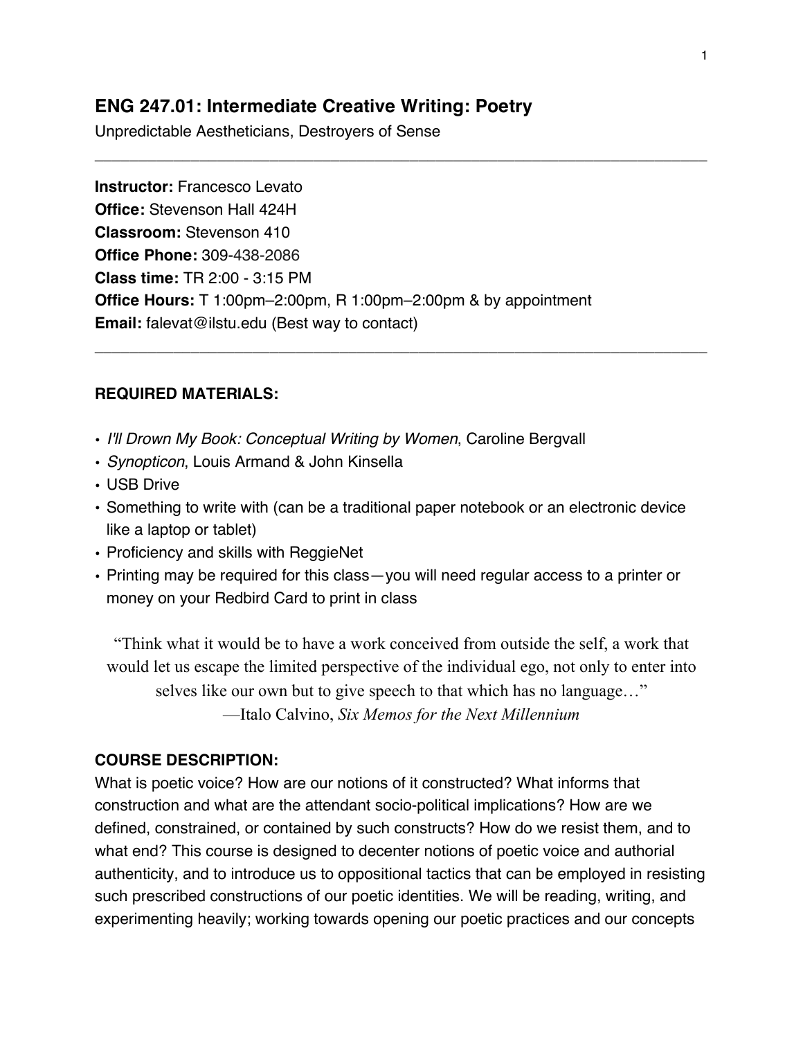# ENG 247.01: Intermediate Creative Writing: Poetry

Unpredictable Aestheticians, Destroyers of Sense

---

**Instructor:** Francesco Levato
**Office:** Stevenson Hall 424H
**Classroom:** Stevenson 410
**Office Phone:** 309-438-2086
**Class time:** TR 2:00 - 3:15 PM
**Office Hours:** T 1:00pm–2:00pm, R 1:00pm–2:00pm & by appointment
**Email:** falevat@ilstu.edu (Best way to contact)

---

**REQUIRED MATERIALS:**

- *I'll Drown My Book: Conceptual Writing by Women*, Caroline Bergvall
- *Synopticon*, Louis Armand & John Kinsella
- USB Drive
- Something to write with (can be a traditional paper notebook or an electronic device like a laptop or tablet)
- Proficiency and skills with ReggieNet
- Printing may be required for this class—you will need regular access to a printer or money on your Redbird Card to print in class

> "Think what it would be to have a work conceived from outside the self, a work that would let us escape the limited perspective of the individual ego, not only to enter into selves like our own but to give speech to that which has no language…"
> —Italo Calvino, *Six Memos for the Next Millennium*

**COURSE DESCRIPTION:**

What is poetic voice? How are our notions of it constructed? What informs that construction and what are the attendant socio-political implications? How are we defined, constrained, or contained by such constructs? How do we resist them, and to what end? This course is designed to decenter notions of poetic voice and authorial authenticity, and to introduce us to oppositional tactics that can be employed in resisting such prescribed constructions of our poetic identities. We will be reading, writing, and experimenting heavily; working towards opening our poetic practices and our concepts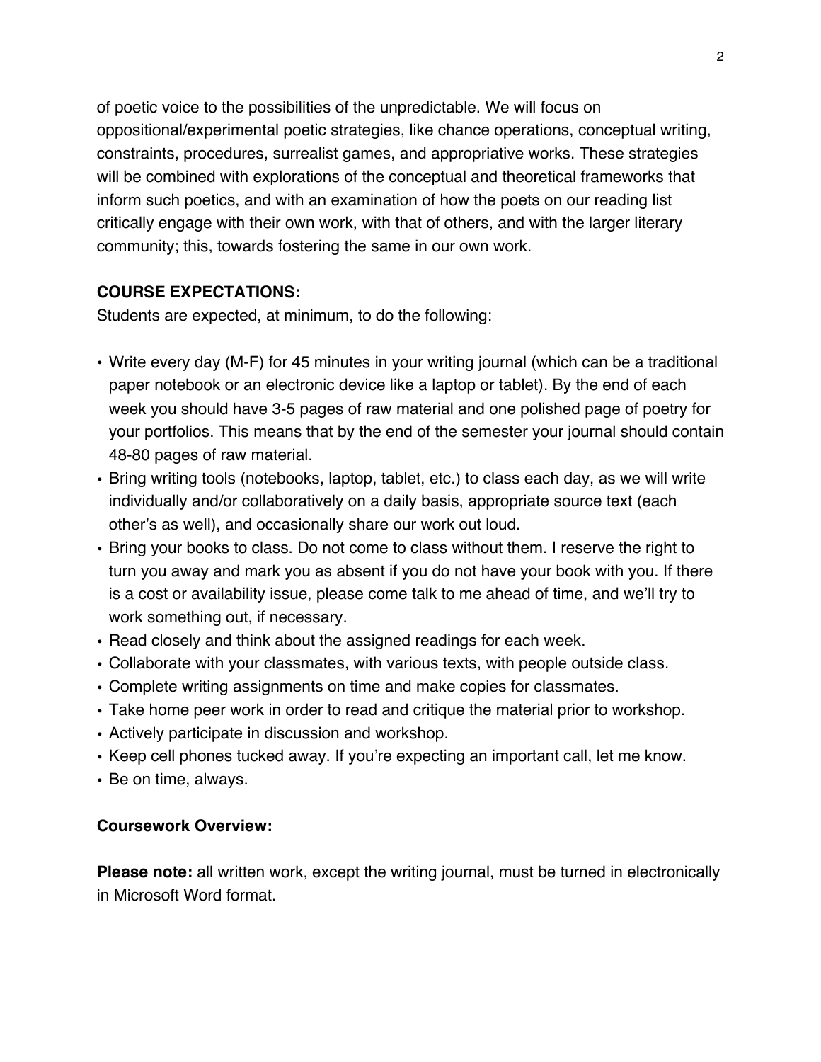of poetic voice to the possibilities of the unpredictable. We will focus on oppositional/experimental poetic strategies, like chance operations, conceptual writing, constraints, procedures, surrealist games, and appropriative works. These strategies will be combined with explorations of the conceptual and theoretical frameworks that inform such poetics, and with an examination of how the poets on our reading list critically engage with their own work, with that of others, and with the larger literary community; this, towards fostering the same in our own work.

**COURSE EXPECTATIONS:**

Students are expected, at minimum, to do the following:

- Write every day (M-F) for 45 minutes in your writing journal (which can be a traditional paper notebook or an electronic device like a laptop or tablet). By the end of each week you should have 3-5 pages of raw material and one polished page of poetry for your portfolios. This means that by the end of the semester your journal should contain 48-80 pages of raw material.
- Bring writing tools (notebooks, laptop, tablet, etc.) to class each day, as we will write individually and/or collaboratively on a daily basis, appropriate source text (each other's as well), and occasionally share our work out loud.
- Bring your books to class. Do not come to class without them. I reserve the right to turn you away and mark you as absent if you do not have your book with you. If there is a cost or availability issue, please come talk to me ahead of time, and we'll try to work something out, if necessary.
- Read closely and think about the assigned readings for each week.
- Collaborate with your classmates, with various texts, with people outside class.
- Complete writing assignments on time and make copies for classmates.
- Take home peer work in order to read and critique the material prior to workshop.
- Actively participate in discussion and workshop.
- Keep cell phones tucked away. If you're expecting an important call, let me know.
- Be on time, always.

**Coursework Overview:**

**Please note:** all written work, except the writing journal, must be turned in electronically in Microsoft Word format.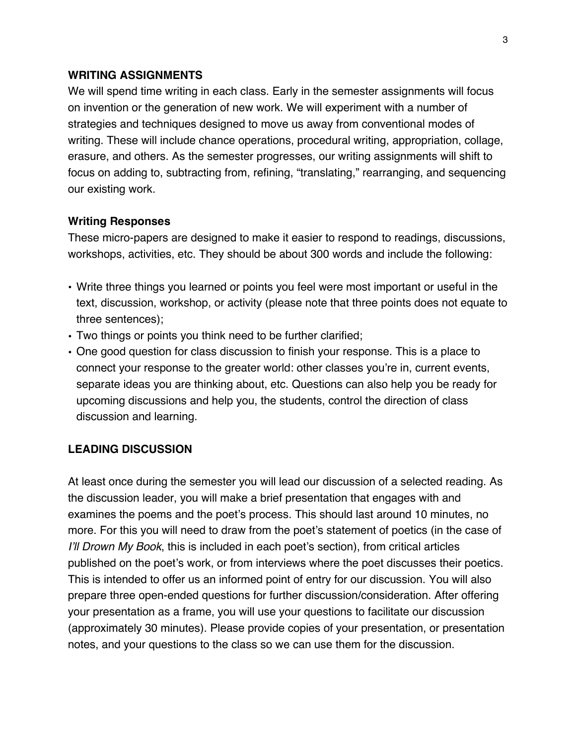## WRITING ASSIGNMENTS

We will spend time writing in each class. Early in the semester assignments will focus on invention or the generation of new work. We will experiment with a number of strategies and techniques designed to move us away from conventional modes of writing. These will include chance operations, procedural writing, appropriation, collage, erasure, and others. As the semester progresses, our writing assignments will shift to focus on adding to, subtracting from, refining, "translating," rearranging, and sequencing our existing work.

### Writing Responses

These micro-papers are designed to make it easier to respond to readings, discussions, workshops, activities, etc. They should be about 300 words and include the following:

- Write three things you learned or points you feel were most important or useful in the text, discussion, workshop, or activity (please note that three points does not equate to three sentences);
- Two things or points you think need to be further clarified;
- One good question for class discussion to finish your response. This is a place to connect your response to the greater world: other classes you're in, current events, separate ideas you are thinking about, etc. Questions can also help you be ready for upcoming discussions and help you, the students, control the direction of class discussion and learning.

## LEADING DISCUSSION

At least once during the semester you will lead our discussion of a selected reading. As the discussion leader, you will make a brief presentation that engages with and examines the poems and the poet's process. This should last around 10 minutes, no more. For this you will need to draw from the poet's statement of poetics (in the case of *I'll Drown My Book*, this is included in each poet's section), from critical articles published on the poet's work, or from interviews where the poet discusses their poetics. This is intended to offer us an informed point of entry for our discussion. You will also prepare three open-ended questions for further discussion/consideration. After offering your presentation as a frame, you will use your questions to facilitate our discussion (approximately 30 minutes). Please provide copies of your presentation, or presentation notes, and your questions to the class so we can use them for the discussion.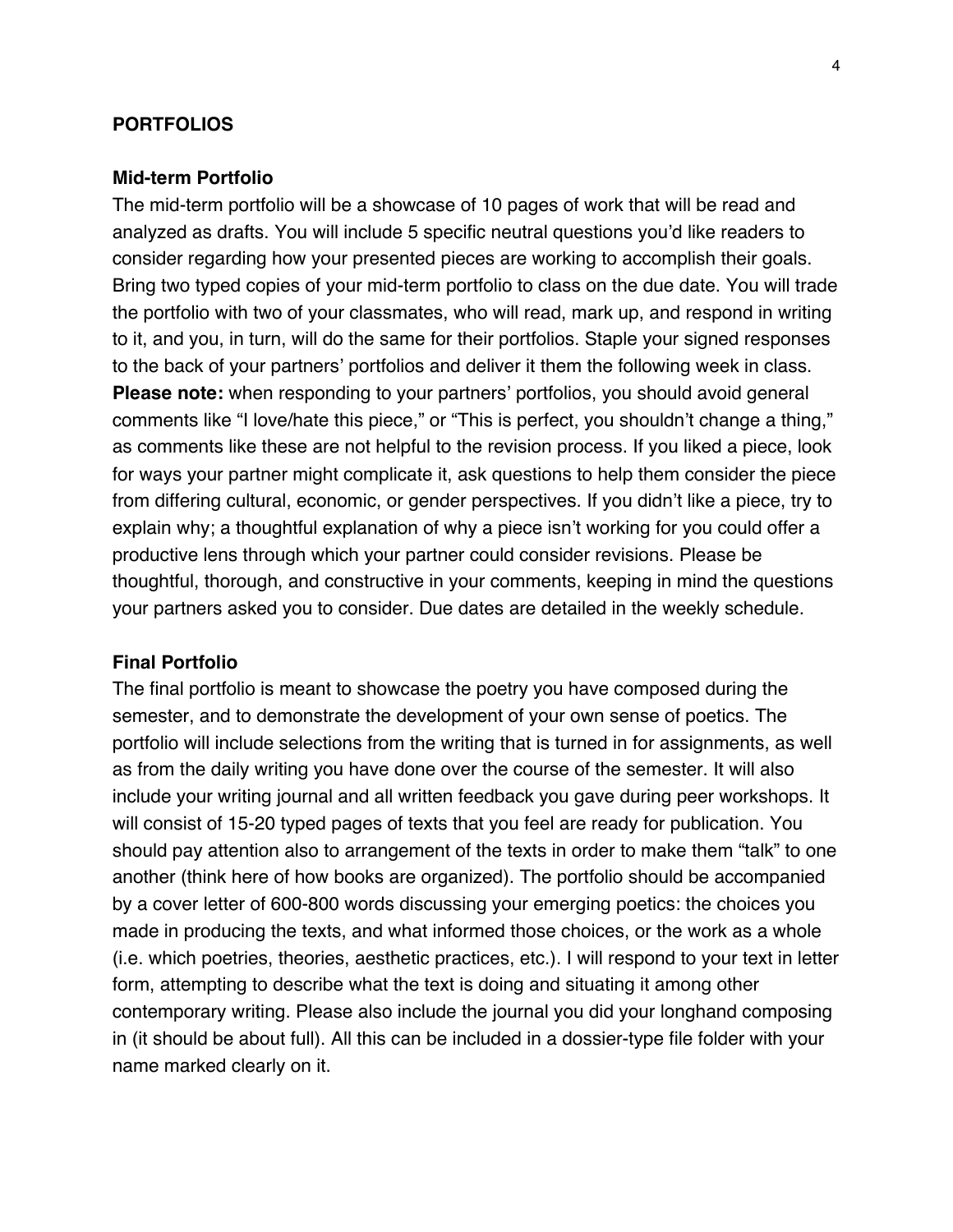## PORTFOLIOS

### Mid-term Portfolio

The mid-term portfolio will be a showcase of 10 pages of work that will be read and analyzed as drafts. You will include 5 specific neutral questions you'd like readers to consider regarding how your presented pieces are working to accomplish their goals. Bring two typed copies of your mid-term portfolio to class on the due date. You will trade the portfolio with two of your classmates, who will read, mark up, and respond in writing to it, and you, in turn, will do the same for their portfolios. Staple your signed responses to the back of your partners' portfolios and deliver it them the following week in class. **Please note:** when responding to your partners' portfolios, you should avoid general comments like "I love/hate this piece," or "This is perfect, you shouldn't change a thing," as comments like these are not helpful to the revision process. If you liked a piece, look for ways your partner might complicate it, ask questions to help them consider the piece from differing cultural, economic, or gender perspectives. If you didn't like a piece, try to explain why; a thoughtful explanation of why a piece isn't working for you could offer a productive lens through which your partner could consider revisions. Please be thoughtful, thorough, and constructive in your comments, keeping in mind the questions your partners asked you to consider. Due dates are detailed in the weekly schedule.

### Final Portfolio

The final portfolio is meant to showcase the poetry you have composed during the semester, and to demonstrate the development of your own sense of poetics. The portfolio will include selections from the writing that is turned in for assignments, as well as from the daily writing you have done over the course of the semester. It will also include your writing journal and all written feedback you gave during peer workshops. It will consist of 15-20 typed pages of texts that you feel are ready for publication. You should pay attention also to arrangement of the texts in order to make them "talk" to one another (think here of how books are organized). The portfolio should be accompanied by a cover letter of 600-800 words discussing your emerging poetics: the choices you made in producing the texts, and what informed those choices, or the work as a whole (i.e. which poetries, theories, aesthetic practices, etc.). I will respond to your text in letter form, attempting to describe what the text is doing and situating it among other contemporary writing. Please also include the journal you did your longhand composing in (it should be about full). All this can be included in a dossier-type file folder with your name marked clearly on it.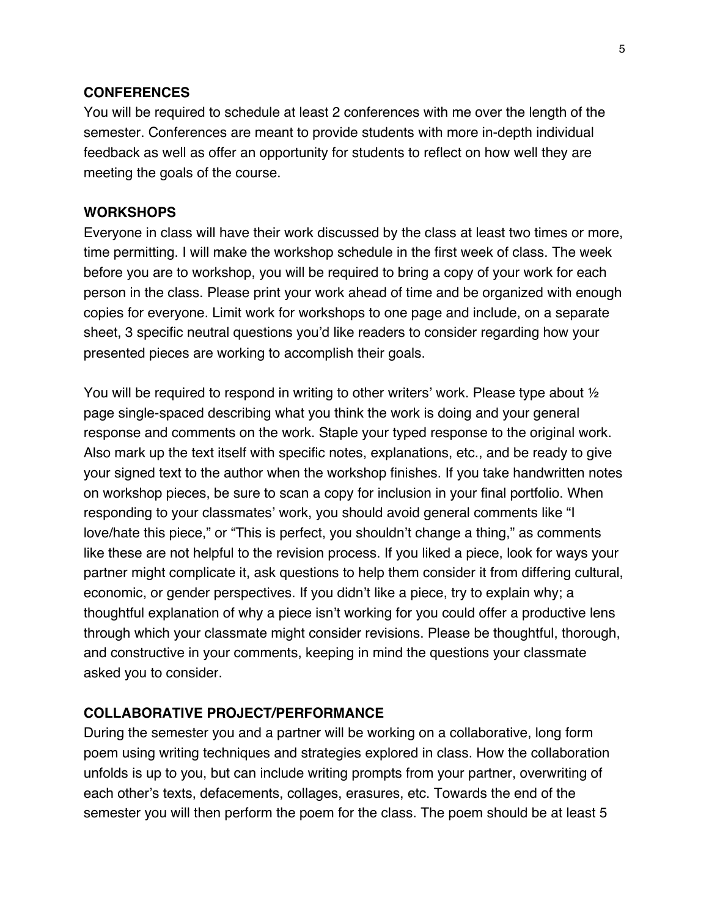**CONFERENCES**

You will be required to schedule at least 2 conferences with me over the length of the semester. Conferences are meant to provide students with more in-depth individual feedback as well as offer an opportunity for students to reflect on how well they are meeting the goals of the course.

**WORKSHOPS**

Everyone in class will have their work discussed by the class at least two times or more, time permitting. I will make the workshop schedule in the first week of class. The week before you are to workshop, you will be required to bring a copy of your work for each person in the class. Please print your work ahead of time and be organized with enough copies for everyone. Limit work for workshops to one page and include, on a separate sheet, 3 specific neutral questions you'd like readers to consider regarding how your presented pieces are working to accomplish their goals.

You will be required to respond in writing to other writers' work. Please type about ½ page single-spaced describing what you think the work is doing and your general response and comments on the work. Staple your typed response to the original work. Also mark up the text itself with specific notes, explanations, etc., and be ready to give your signed text to the author when the workshop finishes. If you take handwritten notes on workshop pieces, be sure to scan a copy for inclusion in your final portfolio. When responding to your classmates' work, you should avoid general comments like "I love/hate this piece," or "This is perfect, you shouldn't change a thing," as comments like these are not helpful to the revision process. If you liked a piece, look for ways your partner might complicate it, ask questions to help them consider it from differing cultural, economic, or gender perspectives. If you didn't like a piece, try to explain why; a thoughtful explanation of why a piece isn't working for you could offer a productive lens through which your classmate might consider revisions. Please be thoughtful, thorough, and constructive in your comments, keeping in mind the questions your classmate asked you to consider.

**COLLABORATIVE PROJECT/PERFORMANCE**

During the semester you and a partner will be working on a collaborative, long form poem using writing techniques and strategies explored in class. How the collaboration unfolds is up to you, but can include writing prompts from your partner, overwriting of each other's texts, defacements, collages, erasures, etc. Towards the end of the semester you will then perform the poem for the class. The poem should be at least 5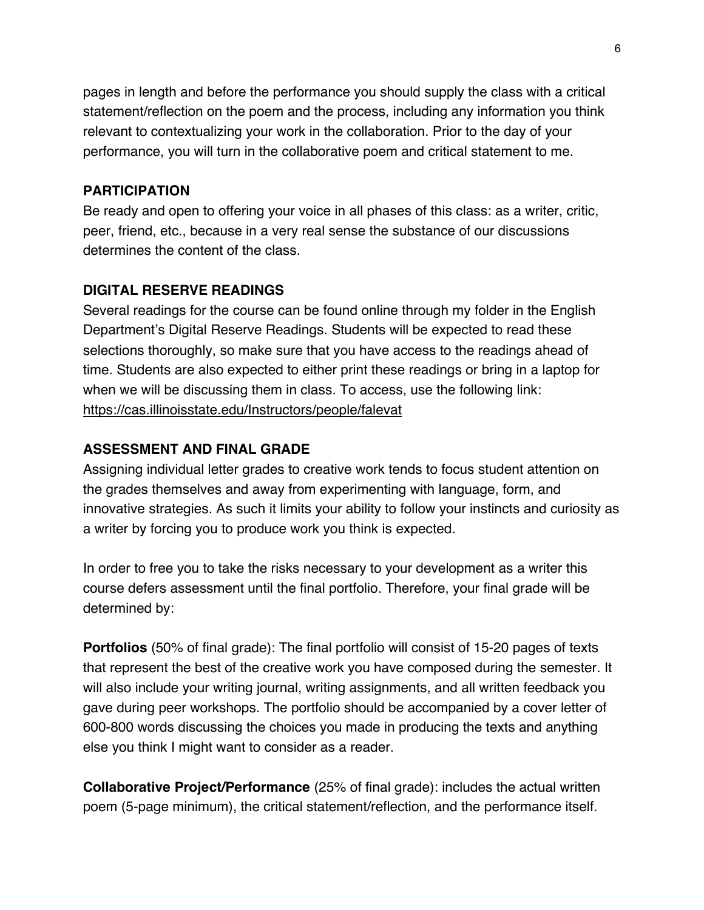pages in length and before the performance you should supply the class with a critical statement/reflection on the poem and the process, including any information you think relevant to contextualizing your work in the collaboration. Prior to the day of your performance, you will turn in the collaborative poem and critical statement to me.

### PARTICIPATION

Be ready and open to offering your voice in all phases of this class: as a writer, critic, peer, friend, etc., because in a very real sense the substance of our discussions determines the content of the class.

### DIGITAL RESERVE READINGS

Several readings for the course can be found online through my folder in the English Department's Digital Reserve Readings. Students will be expected to read these selections thoroughly, so make sure that you have access to the readings ahead of time. Students are also expected to either print these readings or bring in a laptop for when we will be discussing them in class. To access, use the following link: https://cas.illinoisstate.edu/Instructors/people/falevat

### ASSESSMENT AND FINAL GRADE

Assigning individual letter grades to creative work tends to focus student attention on the grades themselves and away from experimenting with language, form, and innovative strategies. As such it limits your ability to follow your instincts and curiosity as a writer by forcing you to produce work you think is expected.

In order to free you to take the risks necessary to your development as a writer this course defers assessment until the final portfolio. Therefore, your final grade will be determined by:

**Portfolios** (50% of final grade): The final portfolio will consist of 15-20 pages of texts that represent the best of the creative work you have composed during the semester. It will also include your writing journal, writing assignments, and all written feedback you gave during peer workshops. The portfolio should be accompanied by a cover letter of 600-800 words discussing the choices you made in producing the texts and anything else you think I might want to consider as a reader.

**Collaborative Project/Performance** (25% of final grade): includes the actual written poem (5-page minimum), the critical statement/reflection, and the performance itself.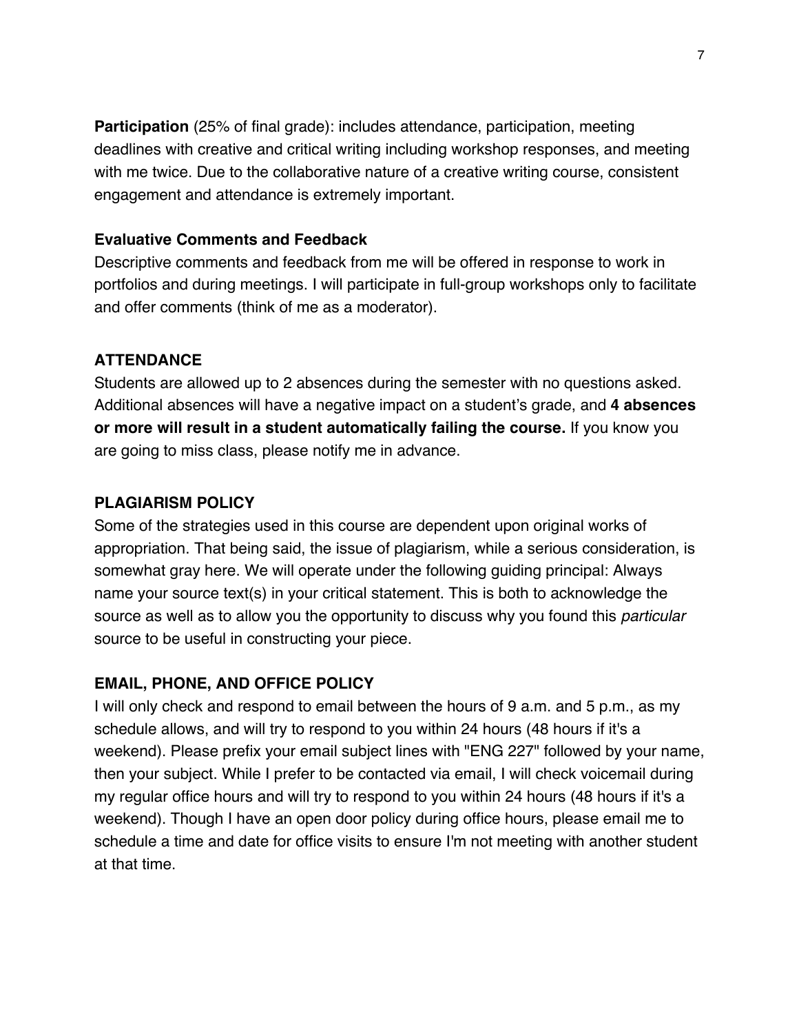**Participation** (25% of final grade): includes attendance, participation, meeting deadlines with creative and critical writing including workshop responses, and meeting with me twice. Due to the collaborative nature of a creative writing course, consistent engagement and attendance is extremely important.

**Evaluative Comments and Feedback**

Descriptive comments and feedback from me will be offered in response to work in portfolios and during meetings. I will participate in full-group workshops only to facilitate and offer comments (think of me as a moderator).

## ATTENDANCE

Students are allowed up to 2 absences during the semester with no questions asked. Additional absences will have a negative impact on a student's grade, and **4 absences or more will result in a student automatically failing the course.** If you know you are going to miss class, please notify me in advance.

## PLAGIARISM POLICY

Some of the strategies used in this course are dependent upon original works of appropriation. That being said, the issue of plagiarism, while a serious consideration, is somewhat gray here. We will operate under the following guiding principal: Always name your source text(s) in your critical statement. This is both to acknowledge the source as well as to allow you the opportunity to discuss why you found this *particular* source to be useful in constructing your piece.

## EMAIL, PHONE, AND OFFICE POLICY

I will only check and respond to email between the hours of 9 a.m. and 5 p.m., as my schedule allows, and will try to respond to you within 24 hours (48 hours if it's a weekend). Please prefix your email subject lines with "ENG 227" followed by your name, then your subject. While I prefer to be contacted via email, I will check voicemail during my regular office hours and will try to respond to you within 24 hours (48 hours if it's a weekend). Though I have an open door policy during office hours, please email me to schedule a time and date for office visits to ensure I'm not meeting with another student at that time.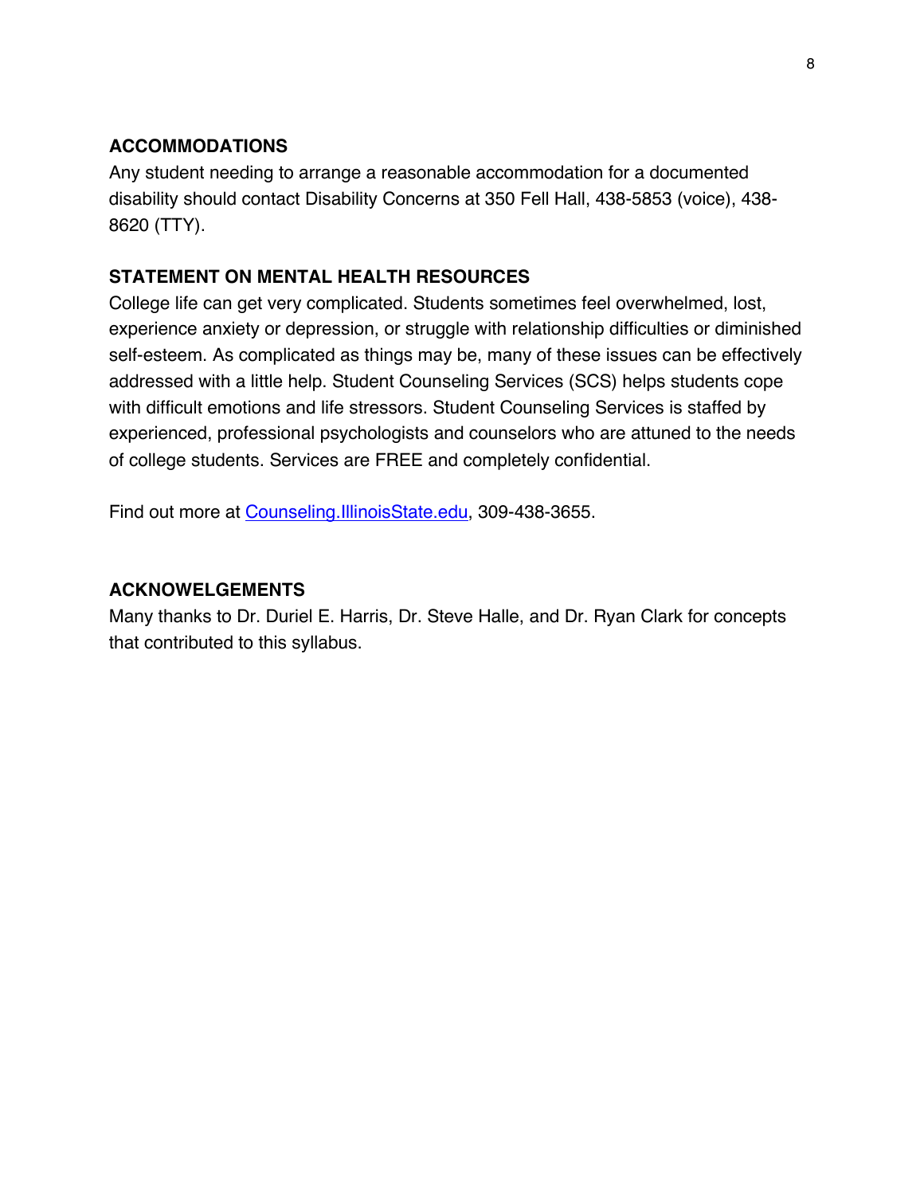## ACCOMMODATIONS

Any student needing to arrange a reasonable accommodation for a documented disability should contact Disability Concerns at 350 Fell Hall, 438-5853 (voice), 438-8620 (TTY).

## STATEMENT ON MENTAL HEALTH RESOURCES

College life can get very complicated. Students sometimes feel overwhelmed, lost, experience anxiety or depression, or struggle with relationship difficulties or diminished self-esteem. As complicated as things may be, many of these issues can be effectively addressed with a little help. Student Counseling Services (SCS) helps students cope with difficult emotions and life stressors. Student Counseling Services is staffed by experienced, professional psychologists and counselors who are attuned to the needs of college students. Services are FREE and completely confidential.

Find out more at Counseling.IllinoisState.edu, 309-438-3655.

## ACKNOWELGEMENTS

Many thanks to Dr. Duriel E. Harris, Dr. Steve Halle, and Dr. Ryan Clark for concepts that contributed to this syllabus.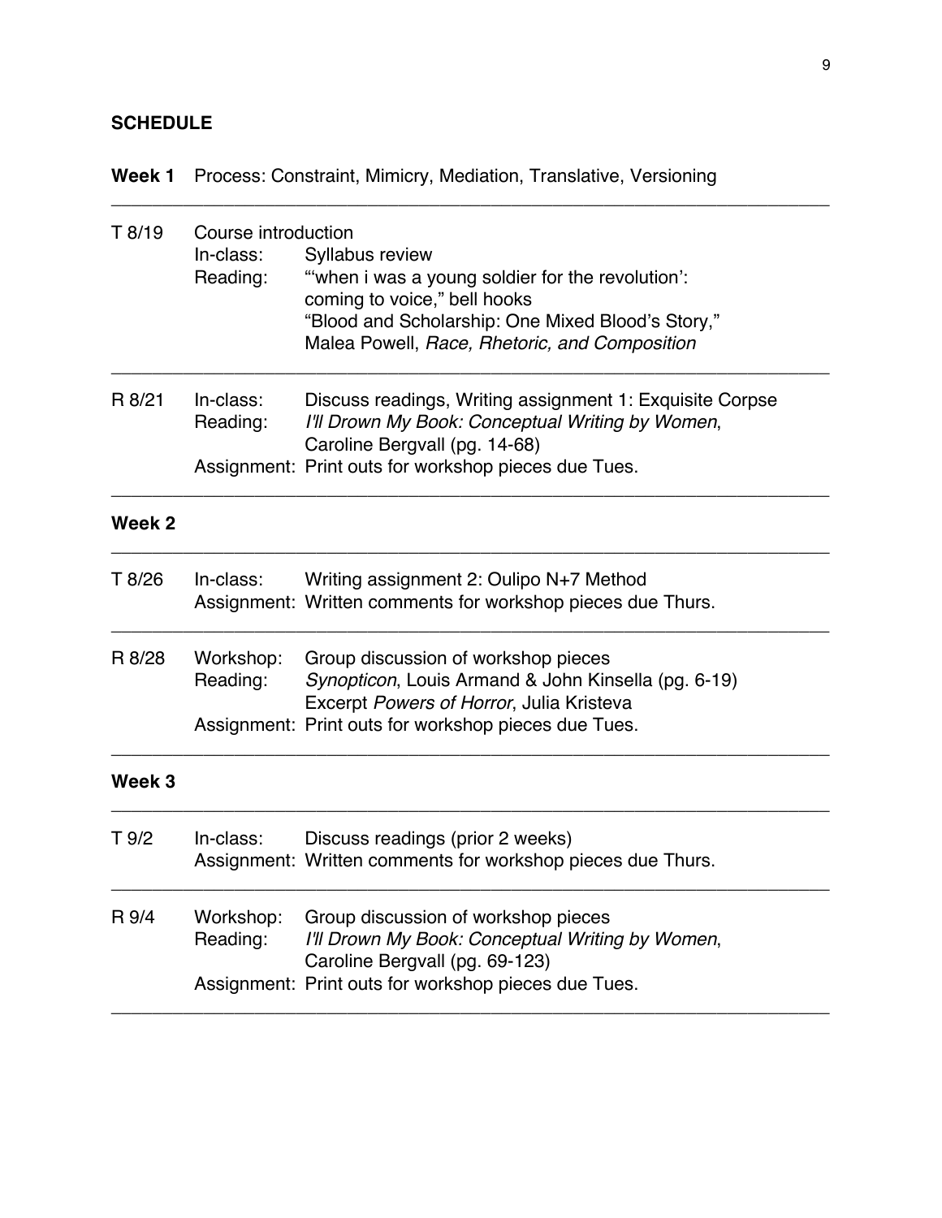## SCHEDULE

**Week 1** Process: Constraint, Mimicry, Mediation, Translative, Versioning

| | | |
|---|---|---|
| T 8/19 | Course introduction | |
| | In-class: | Syllabus review |
| | Reading: | "'when i was a young soldier for the revolution': coming to voice," bell hooks<br>"Blood and Scholarship: One Mixed Blood's Story," Malea Powell, *Race, Rhetoric, and Composition* |
| R 8/21 | In-class: | Discuss readings, Writing assignment 1: Exquisite Corpse |
| | Reading: | *I'll Drown My Book: Conceptual Writing by Women*, Caroline Bergvall (pg. 14-68) |
| | Assignment: | Print outs for workshop pieces due Tues. |

**Week 2**

| | | |
|---|---|---|
| T 8/26 | In-class: | Writing assignment 2: Oulipo N+7 Method |
| | Assignment: | Written comments for workshop pieces due Thurs. |
| R 8/28 | Workshop: | Group discussion of workshop pieces |
| | Reading: | *Synopticon*, Louis Armand & John Kinsella (pg. 6-19)<br>Excerpt *Powers of Horror*, Julia Kristeva |
| | Assignment: | Print outs for workshop pieces due Tues. |

**Week 3**

| | | |
|---|---|---|
| T 9/2 | In-class: | Discuss readings (prior 2 weeks) |
| | Assignment: | Written comments for workshop pieces due Thurs. |
| R 9/4 | Workshop: | Group discussion of workshop pieces |
| | Reading: | *I'll Drown My Book: Conceptual Writing by Women*, Caroline Bergvall (pg. 69-123) |
| | Assignment: | Print outs for workshop pieces due Tues. |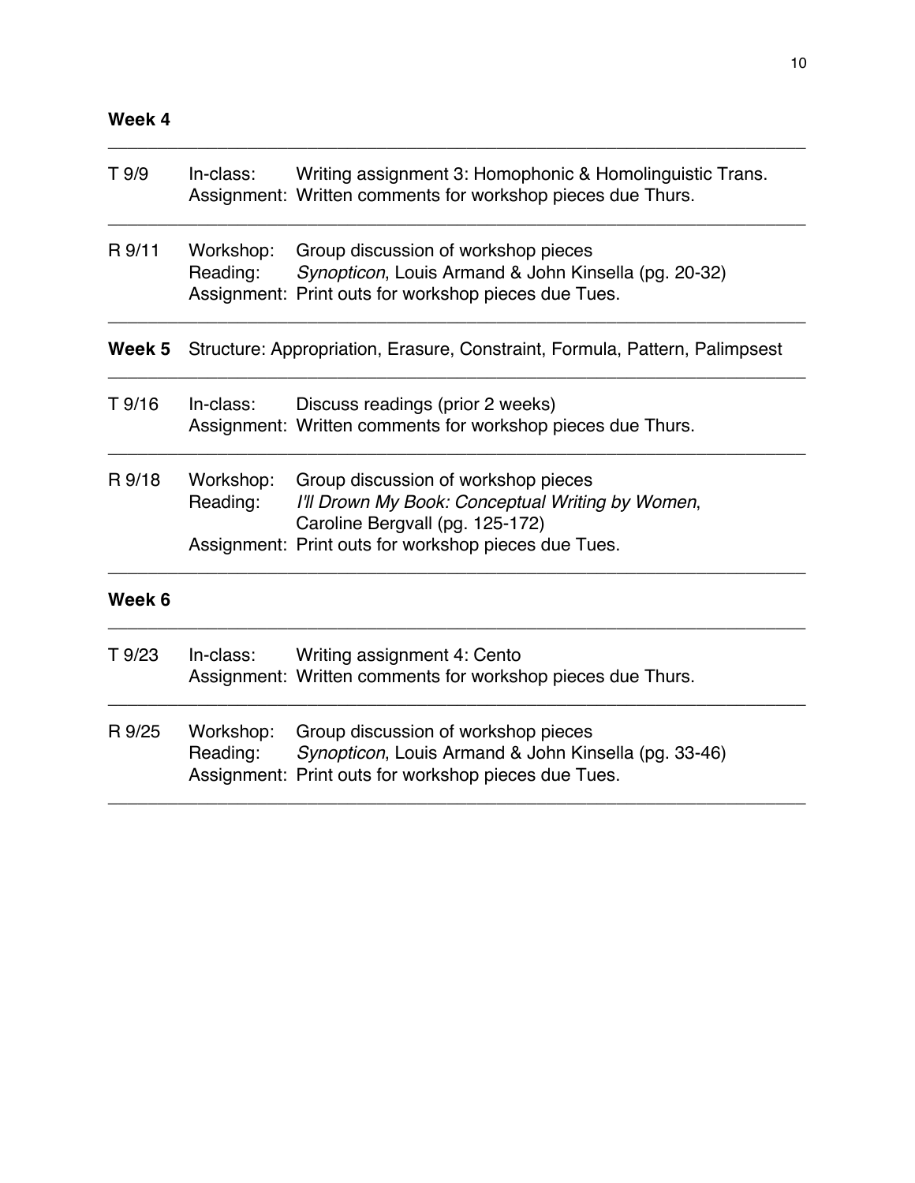**Week 4**

---

T 9/9 In-class: Writing assignment 3: Homophonic & Homolinguistic Trans.
Assignment: Written comments for workshop pieces due Thurs.

---

R 9/11 Workshop: Group discussion of workshop pieces
Reading: *Synopticon*, Louis Armand & John Kinsella (pg. 20-32)
Assignment: Print outs for workshop pieces due Tues.

---

**Week 5** Structure: Appropriation, Erasure, Constraint, Formula, Pattern, Palimpsest

---

T 9/16 In-class: Discuss readings (prior 2 weeks)
Assignment: Written comments for workshop pieces due Thurs.

---

R 9/18 Workshop: Group discussion of workshop pieces
Reading: *I'll Drown My Book: Conceptual Writing by Women*, Caroline Bergvall (pg. 125-172)
Assignment: Print outs for workshop pieces due Tues.

---

**Week 6**

---

T 9/23 In-class: Writing assignment 4: Cento
Assignment: Written comments for workshop pieces due Thurs.

---

R 9/25 Workshop: Group discussion of workshop pieces
Reading: *Synopticon*, Louis Armand & John Kinsella (pg. 33-46)
Assignment: Print outs for workshop pieces due Tues.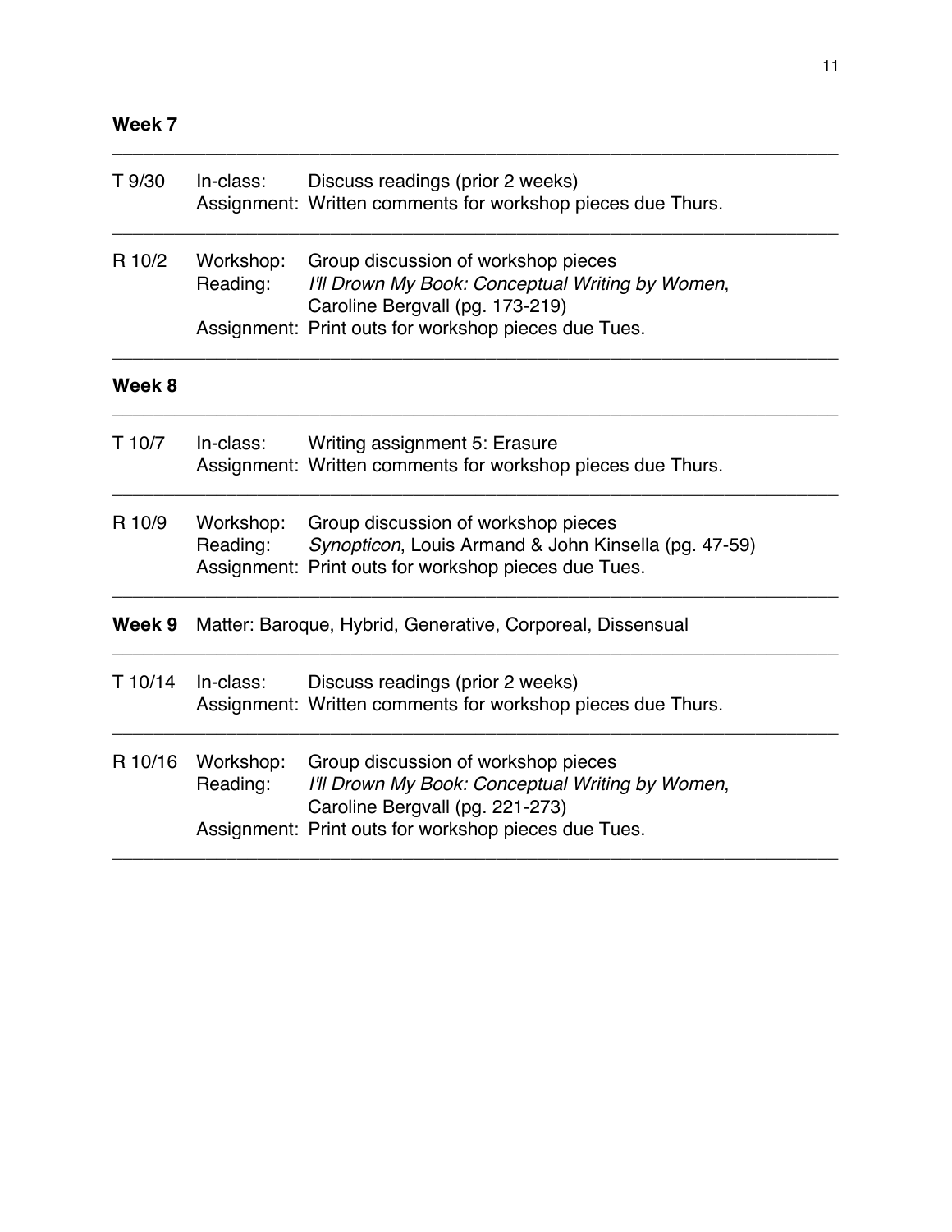**Week 7**

| | | |
|---|---|---|
| T 9/30 | In-class: | Discuss readings (prior 2 weeks) |
| | Assignment: | Written comments for workshop pieces due Thurs. |
| R 10/2 | Workshop: | Group discussion of workshop pieces |
| | Reading: | *I'll Drown My Book: Conceptual Writing by Women*, Caroline Bergvall (pg. 173-219) |
| | Assignment: | Print outs for workshop pieces due Tues. |

**Week 8**

| | | |
|---|---|---|
| T 10/7 | In-class: | Writing assignment 5: Erasure |
| | Assignment: | Written comments for workshop pieces due Thurs. |
| R 10/9 | Workshop: | Group discussion of workshop pieces |
| | Reading: | *Synopticon*, Louis Armand & John Kinsella (pg. 47-59) |
| | Assignment: | Print outs for workshop pieces due Tues. |

**Week 9** Matter: Baroque, Hybrid, Generative, Corporeal, Dissensual

| | | |
|---|---|---|
| T 10/14 | In-class: | Discuss readings (prior 2 weeks) |
| | Assignment: | Written comments for workshop pieces due Thurs. |
| R 10/16 | Workshop: | Group discussion of workshop pieces |
| | Reading: | *I'll Drown My Book: Conceptual Writing by Women*, Caroline Bergvall (pg. 221-273) |
| | Assignment: | Print outs for workshop pieces due Tues. |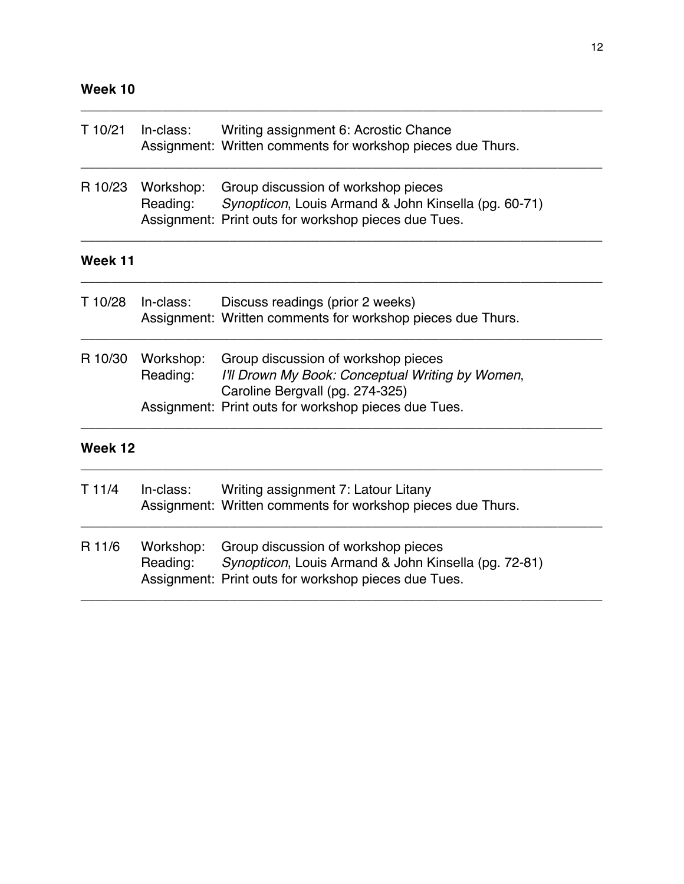**Week 10**

| | | |
|---|---|---|
| T 10/21 | In-class: | Writing assignment 6: Acrostic Chance |
| | Assignment: | Written comments for workshop pieces due Thurs. |
| R 10/23 | Workshop: | Group discussion of workshop pieces |
| | Reading: | *Synopticon*, Louis Armand & John Kinsella (pg. 60-71) |
| | Assignment: | Print outs for workshop pieces due Tues. |

**Week 11**

| | | |
|---|---|---|
| T 10/28 | In-class: | Discuss readings (prior 2 weeks) |
| | Assignment: | Written comments for workshop pieces due Thurs. |
| R 10/30 | Workshop: | Group discussion of workshop pieces |
| | Reading: | *I'll Drown My Book: Conceptual Writing by Women*, Caroline Bergvall (pg. 274-325) |
| | Assignment: | Print outs for workshop pieces due Tues. |

**Week 12**

| | | |
|---|---|---|
| T 11/4 | In-class: | Writing assignment 7: Latour Litany |
| | Assignment: | Written comments for workshop pieces due Thurs. |
| R 11/6 | Workshop: | Group discussion of workshop pieces |
| | Reading: | *Synopticon*, Louis Armand & John Kinsella (pg. 72-81) |
| | Assignment: | Print outs for workshop pieces due Tues. |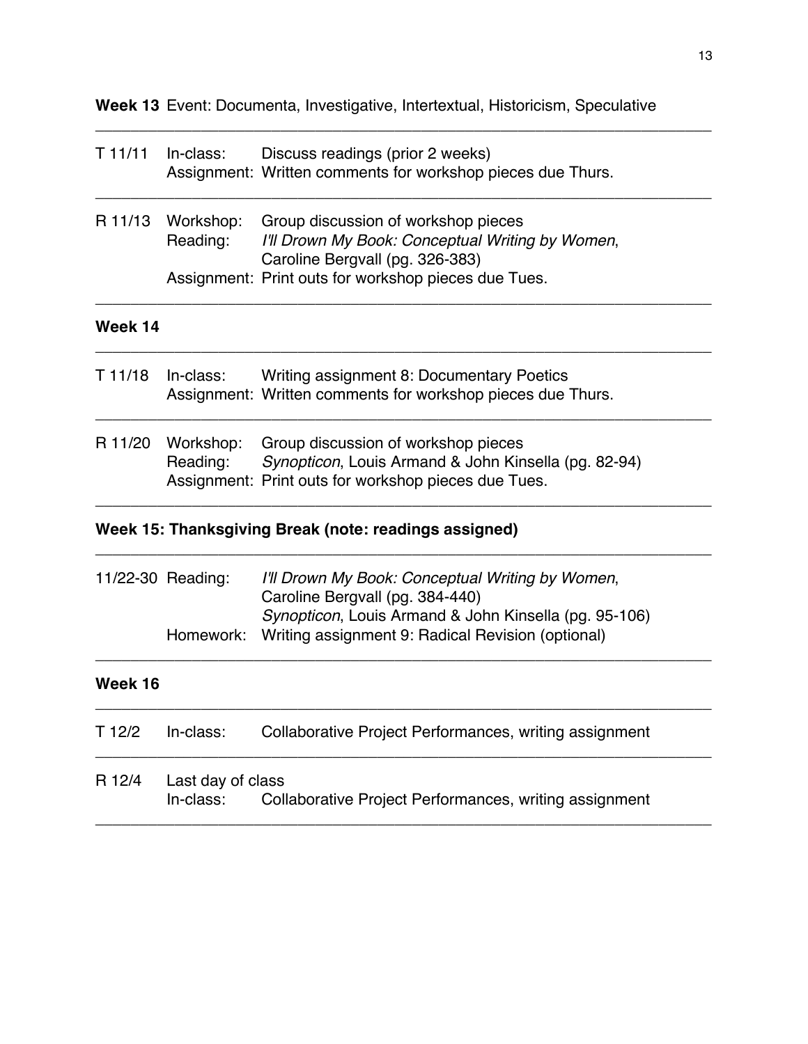**Week 13** Event: Documenta, Investigative, Intertextual, Historicism, Speculative

---

| | | |
|---|---|---|
| T 11/11 | In-class: | Discuss readings (prior 2 weeks) |
| | Assignment: | Written comments for workshop pieces due Thurs. |
| R 11/13 | Workshop: | Group discussion of workshop pieces |
| | Reading: | *I'll Drown My Book: Conceptual Writing by Women*, Caroline Bergvall (pg. 326-383) |
| | Assignment: | Print outs for workshop pieces due Tues. |

**Week 14**

---

| | | |
|---|---|---|
| T 11/18 | In-class: | Writing assignment 8: Documentary Poetics |
| | Assignment: | Written comments for workshop pieces due Thurs. |
| R 11/20 | Workshop: | Group discussion of workshop pieces |
| | Reading: | *Synopticon*, Louis Armand & John Kinsella (pg. 82-94) |
| | Assignment: | Print outs for workshop pieces due Tues. |

**Week 15: Thanksgiving Break (note: readings assigned)**

---

| | | |
|---|---|---|
| 11/22-30 | Reading: | *I'll Drown My Book: Conceptual Writing by Women*, Caroline Bergvall (pg. 384-440) |
| | | *Synopticon*, Louis Armand & John Kinsella (pg. 95-106) |
| | Homework: | Writing assignment 9: Radical Revision (optional) |

**Week 16**

---

| | | |
|---|---|---|
| T 12/2 | In-class: | Collaborative Project Performances, writing assignment |
| R 12/4 | Last day of class | |
| | In-class: | Collaborative Project Performances, writing assignment |